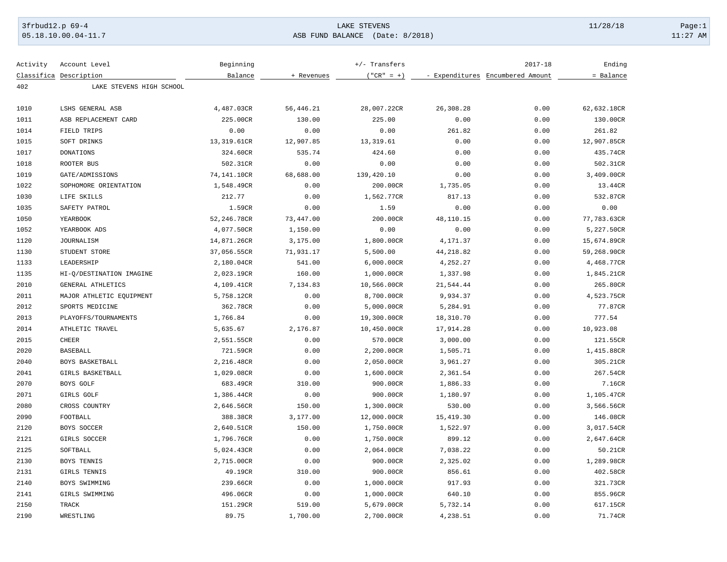LAKE STEVENS

ASB FUND BALANCE (Date: 8/2018)

| Activity Classifica | Account Level Description | Beginning Balance | + Revenues | +/- Transfers ("CR" = +) | - Expenditures | 2017-18 Encumbered Amount | Ending = Balance |
|---|---|---|---|---|---|---|---|
| 402 | LAKE STEVENS HIGH SCHOOL | | | | | | |
| 1010 | LSHS GENERAL ASB | 4,487.03CR | 56,446.21 | 28,007.22CR | 26,308.28 | 0.00 | 62,632.18CR |
| 1011 | ASB REPLACEMENT CARD | 225.00CR | 130.00 | 225.00 | 0.00 | 0.00 | 130.00CR |
| 1014 | FIELD TRIPS | 0.00 | 0.00 | 0.00 | 261.82 | 0.00 | 261.82 |
| 1015 | SOFT DRINKS | 13,319.61CR | 12,907.85 | 13,319.61 | 0.00 | 0.00 | 12,907.85CR |
| 1017 | DONATIONS | 324.60CR | 535.74 | 424.60 | 0.00 | 0.00 | 435.74CR |
| 1018 | ROOTER BUS | 502.31CR | 0.00 | 0.00 | 0.00 | 0.00 | 502.31CR |
| 1019 | GATE/ADMISSIONS | 74,141.10CR | 68,688.00 | 139,420.10 | 0.00 | 0.00 | 3,409.00CR |
| 1022 | SOPHOMORE ORIENTATION | 1,548.49CR | 0.00 | 200.00CR | 1,735.05 | 0.00 | 13.44CR |
| 1030 | LIFE SKILLS | 212.77 | 0.00 | 1,562.77CR | 817.13 | 0.00 | 532.87CR |
| 1035 | SAFETY PATROL | 1.59CR | 0.00 | 1.59 | 0.00 | 0.00 | 0.00 |
| 1050 | YEARBOOK | 52,246.78CR | 73,447.00 | 200.00CR | 48,110.15 | 0.00 | 77,783.63CR |
| 1052 | YEARBOOK ADS | 4,077.50CR | 1,150.00 | 0.00 | 0.00 | 0.00 | 5,227.50CR |
| 1120 | JOURNALISM | 14,871.26CR | 3,175.00 | 1,800.00CR | 4,171.37 | 0.00 | 15,674.89CR |
| 1130 | STUDENT STORE | 37,056.55CR | 71,931.17 | 5,500.00 | 44,218.82 | 0.00 | 59,268.90CR |
| 1133 | LEADERSHIP | 2,180.04CR | 541.00 | 6,000.00CR | 4,252.27 | 0.00 | 4,468.77CR |
| 1135 | HI-Q/DESTINATION IMAGINE | 2,023.19CR | 160.00 | 1,000.00CR | 1,337.98 | 0.00 | 1,845.21CR |
| 2010 | GENERAL ATHLETICS | 4,109.41CR | 7,134.83 | 10,566.00CR | 21,544.44 | 0.00 | 265.80CR |
| 2011 | MAJOR ATHLETIC EQUIPMENT | 5,758.12CR | 0.00 | 8,700.00CR | 9,934.37 | 0.00 | 4,523.75CR |
| 2012 | SPORTS MEDICINE | 362.78CR | 0.00 | 5,000.00CR | 5,284.91 | 0.00 | 77.87CR |
| 2013 | PLAYOFFS/TOURNAMENTS | 1,766.84 | 0.00 | 19,300.00CR | 18,310.70 | 0.00 | 777.54 |
| 2014 | ATHLETIC TRAVEL | 5,635.67 | 2,176.87 | 10,450.00CR | 17,914.28 | 0.00 | 10,923.08 |
| 2015 | CHEER | 2,551.55CR | 0.00 | 570.00CR | 3,000.00 | 0.00 | 121.55CR |
| 2020 | BASEBALL | 721.59CR | 0.00 | 2,200.00CR | 1,505.71 | 0.00 | 1,415.88CR |
| 2040 | BOYS BASKETBALL | 2,216.48CR | 0.00 | 2,050.00CR | 3,961.27 | 0.00 | 305.21CR |
| 2041 | GIRLS BASKETBALL | 1,029.08CR | 0.00 | 1,600.00CR | 2,361.54 | 0.00 | 267.54CR |
| 2070 | BOYS GOLF | 683.49CR | 310.00 | 900.00CR | 1,886.33 | 0.00 | 7.16CR |
| 2071 | GIRLS GOLF | 1,386.44CR | 0.00 | 900.00CR | 1,180.97 | 0.00 | 1,105.47CR |
| 2080 | CROSS COUNTRY | 2,646.56CR | 150.00 | 1,300.00CR | 530.00 | 0.00 | 3,566.56CR |
| 2090 | FOOTBALL | 388.38CR | 3,177.00 | 12,000.00CR | 15,419.30 | 0.00 | 146.08CR |
| 2120 | BOYS SOCCER | 2,640.51CR | 150.00 | 1,750.00CR | 1,522.97 | 0.00 | 3,017.54CR |
| 2121 | GIRLS SOCCER | 1,796.76CR | 0.00 | 1,750.00CR | 899.12 | 0.00 | 2,647.64CR |
| 2125 | SOFTBALL | 5,024.43CR | 0.00 | 2,064.00CR | 7,038.22 | 0.00 | 50.21CR |
| 2130 | BOYS TENNIS | 2,715.00CR | 0.00 | 900.00CR | 2,325.02 | 0.00 | 1,289.98CR |
| 2131 | GIRLS TENNIS | 49.19CR | 310.00 | 900.00CR | 856.61 | 0.00 | 402.58CR |
| 2140 | BOYS SWIMMING | 239.66CR | 0.00 | 1,000.00CR | 917.93 | 0.00 | 321.73CR |
| 2141 | GIRLS SWIMMING | 496.06CR | 0.00 | 1,000.00CR | 640.10 | 0.00 | 855.96CR |
| 2150 | TRACK | 151.29CR | 519.00 | 5,679.00CR | 5,732.14 | 0.00 | 617.15CR |
| 2190 | WRESTLING | 89.75 | 1,700.00 | 2,700.00CR | 4,238.51 | 0.00 | 71.74CR |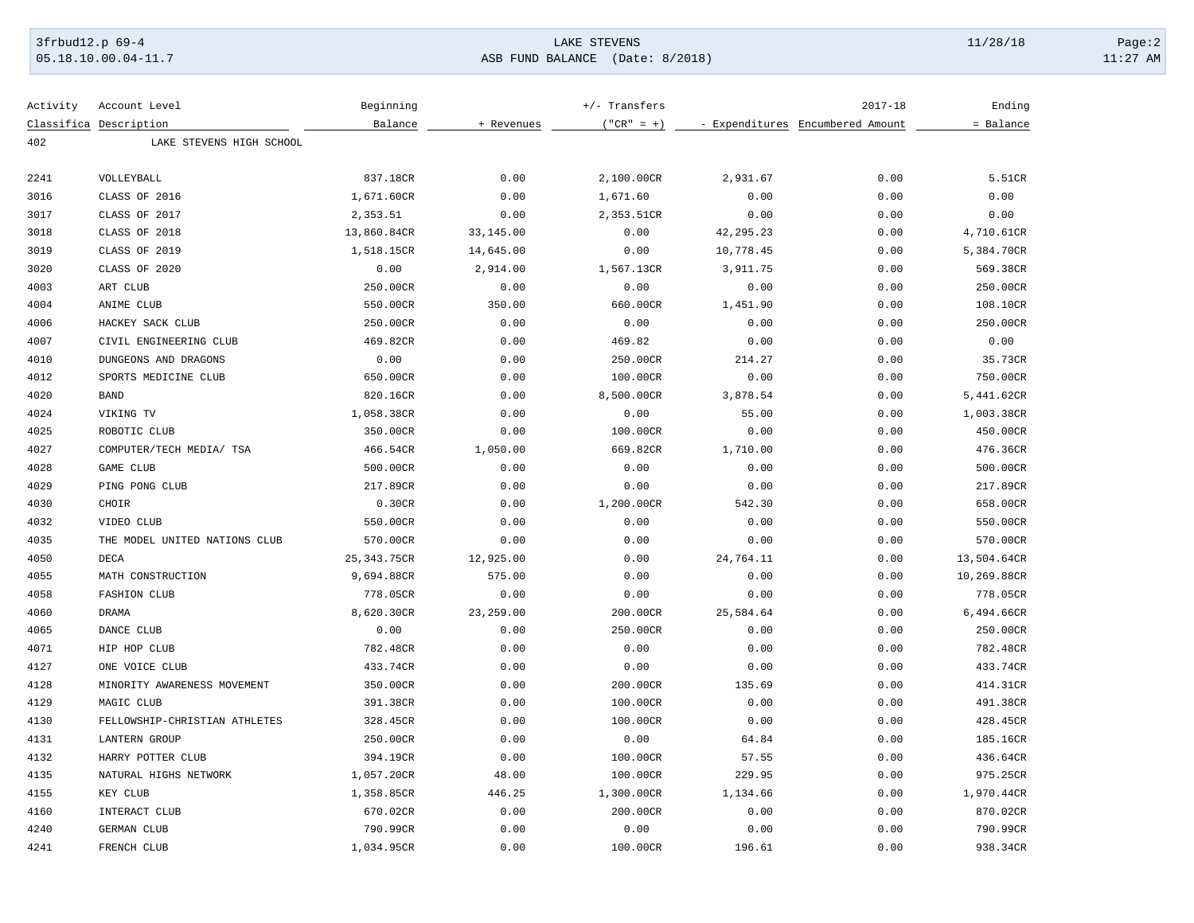| Activity Classifica | Account Level Description | Beginning Balance | + Revenues | +/- Transfers ("CR" = +) | - Expenditures | 2017-18 Encumbered Amount | Ending = Balance |
|---|---|---|---|---|---|---|---|
| 402 | LAKE STEVENS HIGH SCHOOL | | | | | | |
| 2241 | VOLLEYBALL | 837.18CR | 0.00 | 2,100.00CR | 2,931.67 | 0.00 | 5.51CR |
| 3016 | CLASS OF 2016 | 1,671.60CR | 0.00 | 1,671.60 | 0.00 | 0.00 | 0.00 |
| 3017 | CLASS OF 2017 | 2,353.51 | 0.00 | 2,353.51CR | 0.00 | 0.00 | 0.00 |
| 3018 | CLASS OF 2018 | 13,860.84CR | 33,145.00 | 0.00 | 42,295.23 | 0.00 | 4,710.61CR |
| 3019 | CLASS OF 2019 | 1,518.15CR | 14,645.00 | 0.00 | 10,778.45 | 0.00 | 5,384.70CR |
| 3020 | CLASS OF 2020 | 0.00 | 2,914.00 | 1,567.13CR | 3,911.75 | 0.00 | 569.38CR |
| 4003 | ART CLUB | 250.00CR | 0.00 | 0.00 | 0.00 | 0.00 | 250.00CR |
| 4004 | ANIME CLUB | 550.00CR | 350.00 | 660.00CR | 1,451.90 | 0.00 | 108.10CR |
| 4006 | HACKEY SACK CLUB | 250.00CR | 0.00 | 0.00 | 0.00 | 0.00 | 250.00CR |
| 4007 | CIVIL ENGINEERING CLUB | 469.82CR | 0.00 | 469.82 | 0.00 | 0.00 | 0.00 |
| 4010 | DUNGEONS AND DRAGONS | 0.00 | 0.00 | 250.00CR | 214.27 | 0.00 | 35.73CR |
| 4012 | SPORTS MEDICINE CLUB | 650.00CR | 0.00 | 100.00CR | 0.00 | 0.00 | 750.00CR |
| 4020 | BAND | 820.16CR | 0.00 | 8,500.00CR | 3,878.54 | 0.00 | 5,441.62CR |
| 4024 | VIKING TV | 1,058.38CR | 0.00 | 0.00 | 55.00 | 0.00 | 1,003.38CR |
| 4025 | ROBOTIC CLUB | 350.00CR | 0.00 | 100.00CR | 0.00 | 0.00 | 450.00CR |
| 4027 | COMPUTER/TECH MEDIA/ TSA | 466.54CR | 1,050.00 | 669.82CR | 1,710.00 | 0.00 | 476.36CR |
| 4028 | GAME CLUB | 500.00CR | 0.00 | 0.00 | 0.00 | 0.00 | 500.00CR |
| 4029 | PING PONG CLUB | 217.89CR | 0.00 | 0.00 | 0.00 | 0.00 | 217.89CR |
| 4030 | CHOIR | 0.30CR | 0.00 | 1,200.00CR | 542.30 | 0.00 | 658.00CR |
| 4032 | VIDEO CLUB | 550.00CR | 0.00 | 0.00 | 0.00 | 0.00 | 550.00CR |
| 4035 | THE MODEL UNITED NATIONS CLUB | 570.00CR | 0.00 | 0.00 | 0.00 | 0.00 | 570.00CR |
| 4050 | DECA | 25,343.75CR | 12,925.00 | 0.00 | 24,764.11 | 0.00 | 13,504.64CR |
| 4055 | MATH CONSTRUCTION | 9,694.88CR | 575.00 | 0.00 | 0.00 | 0.00 | 10,269.88CR |
| 4058 | FASHION CLUB | 778.05CR | 0.00 | 0.00 | 0.00 | 0.00 | 778.05CR |
| 4060 | DRAMA | 8,620.30CR | 23,259.00 | 200.00CR | 25,584.64 | 0.00 | 6,494.66CR |
| 4065 | DANCE CLUB | 0.00 | 0.00 | 250.00CR | 0.00 | 0.00 | 250.00CR |
| 4071 | HIP HOP CLUB | 782.48CR | 0.00 | 0.00 | 0.00 | 0.00 | 782.48CR |
| 4127 | ONE VOICE CLUB | 433.74CR | 0.00 | 0.00 | 0.00 | 0.00 | 433.74CR |
| 4128 | MINORITY AWARENESS MOVEMENT | 350.00CR | 0.00 | 200.00CR | 135.69 | 0.00 | 414.31CR |
| 4129 | MAGIC CLUB | 391.38CR | 0.00 | 100.00CR | 0.00 | 0.00 | 491.38CR |
| 4130 | FELLOWSHIP-CHRISTIAN ATHLETES | 328.45CR | 0.00 | 100.00CR | 0.00 | 0.00 | 428.45CR |
| 4131 | LANTERN GROUP | 250.00CR | 0.00 | 0.00 | 64.84 | 0.00 | 185.16CR |
| 4132 | HARRY POTTER CLUB | 394.19CR | 0.00 | 100.00CR | 57.55 | 0.00 | 436.64CR |
| 4135 | NATURAL HIGHS NETWORK | 1,057.20CR | 48.00 | 100.00CR | 229.95 | 0.00 | 975.25CR |
| 4155 | KEY CLUB | 1,358.85CR | 446.25 | 1,300.00CR | 1,134.66 | 0.00 | 1,970.44CR |
| 4160 | INTERACT CLUB | 670.02CR | 0.00 | 200.00CR | 0.00 | 0.00 | 870.02CR |
| 4240 | GERMAN CLUB | 790.99CR | 0.00 | 0.00 | 0.00 | 0.00 | 790.99CR |
| 4241 | FRENCH CLUB | 1,034.95CR | 0.00 | 100.00CR | 196.61 | 0.00 | 938.34CR |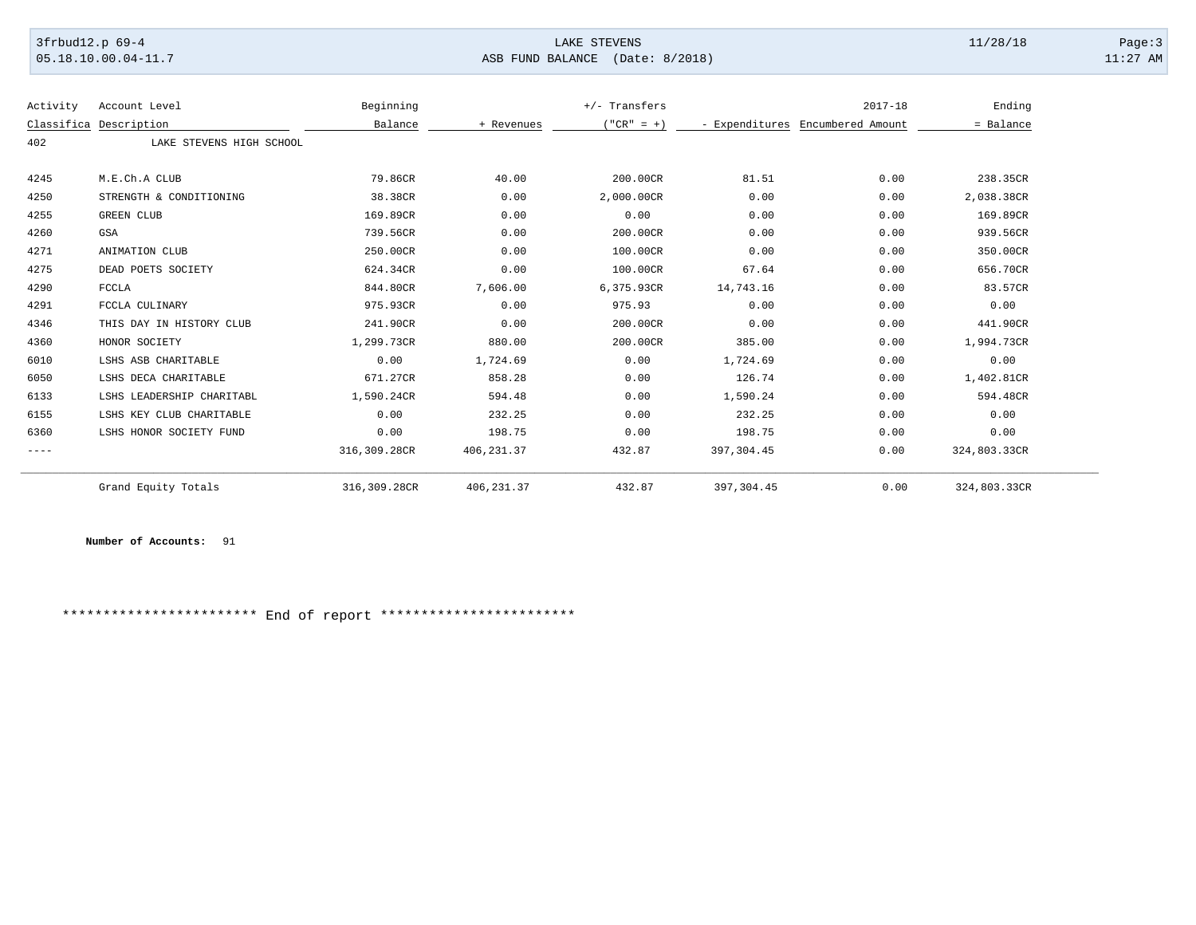| Activity Classifica | Account Level Description | Beginning Balance | + Revenues | +/- Transfers ("CR" = +) | - Expenditures | 2017-18 Encumbered Amount | Ending = Balance |
|---|---|---|---|---|---|---|---|
| 402 | LAKE STEVENS HIGH SCHOOL | | | | | | |
| 4245 | M.E.Ch.A CLUB | 79.86CR | 40.00 | 200.00CR | 81.51 | 0.00 | 238.35CR |
| 4250 | STRENGTH & CONDITIONING | 38.38CR | 0.00 | 2,000.00CR | 0.00 | 0.00 | 2,038.38CR |
| 4255 | GREEN CLUB | 169.89CR | 0.00 | 0.00 | 0.00 | 0.00 | 169.89CR |
| 4260 | GSA | 739.56CR | 0.00 | 200.00CR | 0.00 | 0.00 | 939.56CR |
| 4271 | ANIMATION CLUB | 250.00CR | 0.00 | 100.00CR | 0.00 | 0.00 | 350.00CR |
| 4275 | DEAD POETS SOCIETY | 624.34CR | 0.00 | 100.00CR | 67.64 | 0.00 | 656.70CR |
| 4290 | FCCLA | 844.80CR | 7,606.00 | 6,375.93CR | 14,743.16 | 0.00 | 83.57CR |
| 4291 | FCCLA CULINARY | 975.93CR | 0.00 | 975.93 | 0.00 | 0.00 | 0.00 |
| 4346 | THIS DAY IN HISTORY CLUB | 241.90CR | 0.00 | 200.00CR | 0.00 | 0.00 | 441.90CR |
| 4360 | HONOR SOCIETY | 1,299.73CR | 880.00 | 200.00CR | 385.00 | 0.00 | 1,994.73CR |
| 6010 | LSHS ASB CHARITABLE | 0.00 | 1,724.69 | 0.00 | 1,724.69 | 0.00 | 0.00 |
| 6050 | LSHS DECA CHARITABLE | 671.27CR | 858.28 | 0.00 | 126.74 | 0.00 | 1,402.81CR |
| 6133 | LSHS LEADERSHIP CHARITABL | 1,590.24CR | 594.48 | 0.00 | 1,590.24 | 0.00 | 594.48CR |
| 6155 | LSHS KEY CLUB CHARITABLE | 0.00 | 232.25 | 0.00 | 232.25 | 0.00 | 0.00 |
| 6360 | LSHS HONOR SOCIETY FUND | 0.00 | 198.75 | 0.00 | 198.75 | 0.00 | 0.00 |
| ---- | | 316,309.28CR | 406,231.37 | 432.87 | 397,304.45 | 0.00 | 324,803.33CR |
| | Grand Equity Totals | 316,309.28CR | 406,231.37 | 432.87 | 397,304.45 | 0.00 | 324,803.33CR |

**Number of Accounts:** 91

************************ End of report ************************